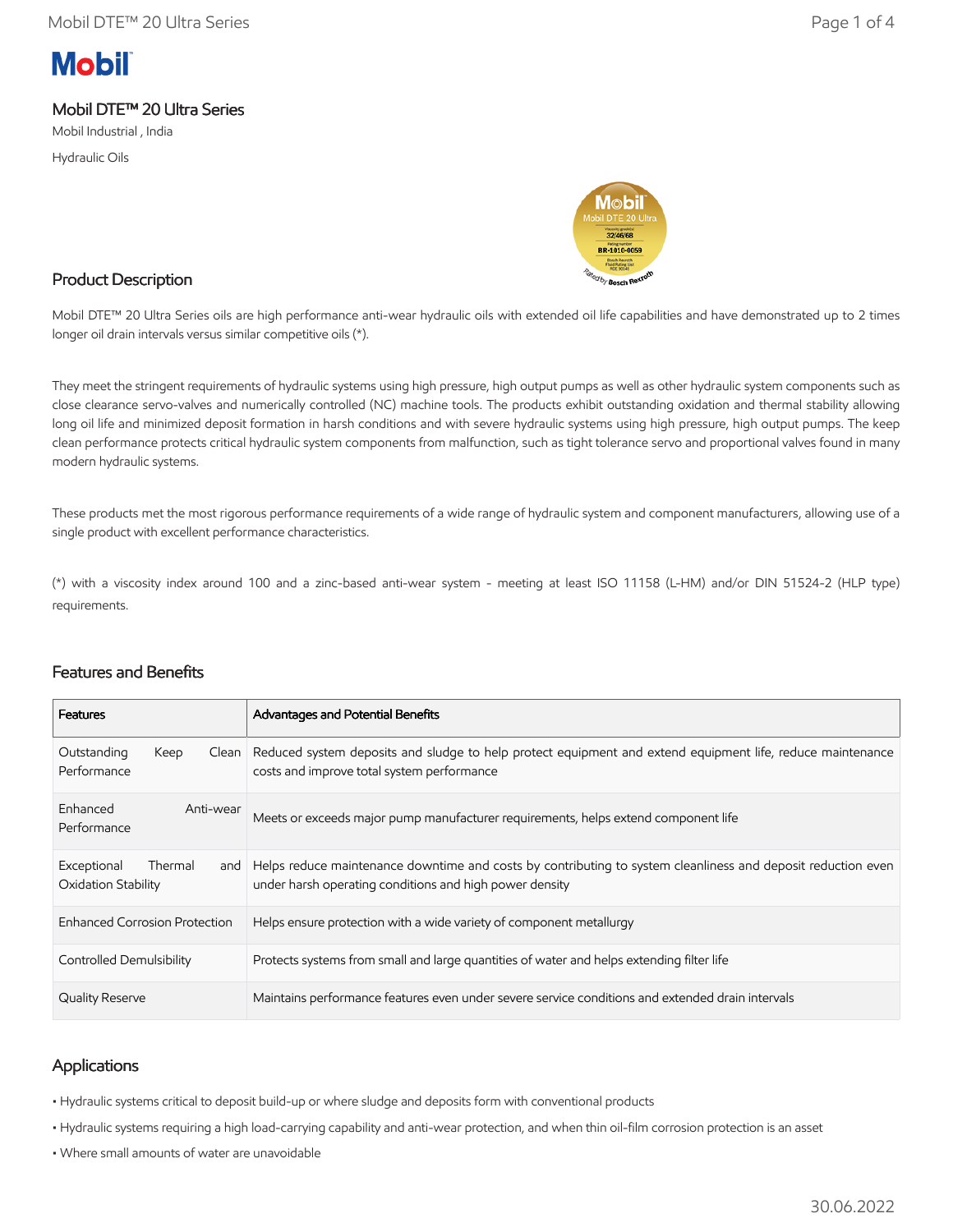# Mobil

## Mobil DTE™ 20 Ultra Series

Mobil Industrial , India

Hydraulic Oils

## Product Description

Mobil DTE™ 20 Ultra Series oils are high performance anti-wear hydraulic oils with extended oil life capabilities and have demonstrated up to 2 times longer oil drain intervals versus similar competitive oils (*).

They meet the stringent requirements of hydraulic systems using high pressure, high output pumps as well as other hydraulic system components such as close clearance servo-valves and numerically controlled (NC) machine tools. The products exhibit outstanding oxidation and thermal stability allowing long oil life and minimized deposit formation in harsh conditions and with severe hydraulic systems using high pressure, high output pumps. The keep clean performance protects critical hydraulic system components from malfunction, such as tight tolerance servo and proportional valves found in many modern hydraulic systems.

These products met the most rigorous performance requirements of a wide range of hydraulic system and component manufacturers, allowing use of a single product with excellent performance characteristics.

(*) with a viscosity index around 100 and a zinc-based anti-wear system - meeting at least ISO 11158 (L-HM) and/or DIN 51524-2 (HLP type) requirements.

## Features and Benefits

| Features | Advantages and Potential Benefits |
|---|---|
| Outstanding Keep Clean Performance | Reduced system deposits and sludge to help protect equipment and extend equipment life, reduce maintenance costs and improve total system performance |
| Enhanced Anti-wear Performance | Meets or exceeds major pump manufacturer requirements, helps extend component life |
| Exceptional Thermal and Oxidation Stability | Helps reduce maintenance downtime and costs by contributing to system cleanliness and deposit reduction even under harsh operating conditions and high power density |
| Enhanced Corrosion Protection | Helps ensure protection with a wide variety of component metallurgy |
| Controlled Demulsibility | Protects systems from small and large quantities of water and helps extending filter life |
| Quality Reserve | Maintains performance features even under severe service conditions and extended drain intervals |

## Applications

- Hydraulic systems critical to deposit build-up or where sludge and deposits form with conventional products
- Hydraulic systems requiring a high load-carrying capability and anti-wear protection, and when thin oil-film corrosion protection is an asset
- Where small amounts of water are unavoidable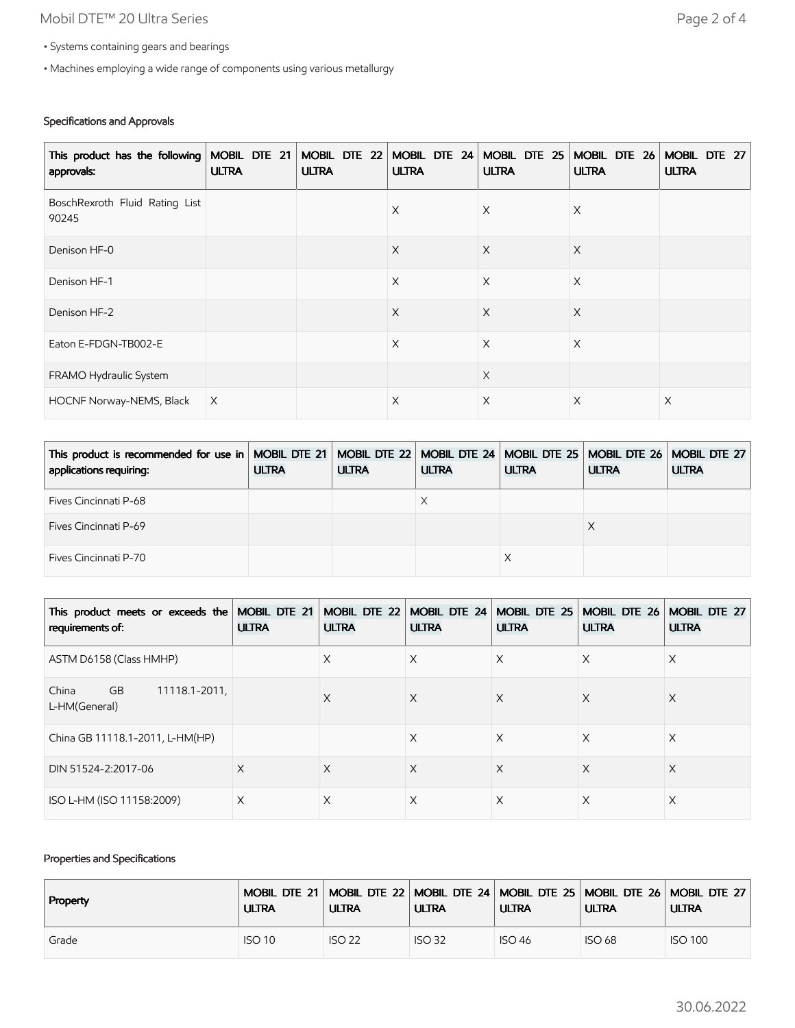- Systems containing gears and bearings
- Machines employing a wide range of components using various metallurgy

### Specifications and Approvals

| This product has the following approvals: | MOBIL DTE 21 ULTRA | MOBIL DTE 22 ULTRA | MOBIL DTE 24 ULTRA | MOBIL DTE 25 ULTRA | MOBIL DTE 26 ULTRA | MOBIL DTE 27 ULTRA |
|---|---|---|---|---|---|---|
| BoschRexroth Fluid Rating List 90245 | | | X | X | X | |
| Denison HF-0 | | | X | X | X | |
| Denison HF-1 | | | X | X | X | |
| Denison HF-2 | | | X | X | X | |
| Eaton E-FDGN-TB002-E | | | X | X | X | |
| FRAMO Hydraulic System | | | | X | | |
| HOCNF Norway-NEMS, Black | X | | X | X | X | X |

| This product is recommended for use in applications requiring: | MOBIL DTE 21 ULTRA | MOBIL DTE 22 ULTRA | MOBIL DTE 24 ULTRA | MOBIL DTE 25 ULTRA | MOBIL DTE 26 ULTRA | MOBIL DTE 27 ULTRA |
|---|---|---|---|---|---|---|
| Fives Cincinnati P-68 | | | X | | | |
| Fives Cincinnati P-69 | | | | | X | |
| Fives Cincinnati P-70 | | | | X | | |

| This product meets or exceeds the requirements of: | MOBIL DTE 21 ULTRA | MOBIL DTE 22 ULTRA | MOBIL DTE 24 ULTRA | MOBIL DTE 25 ULTRA | MOBIL DTE 26 ULTRA | MOBIL DTE 27 ULTRA |
|---|---|---|---|---|---|---|
| ASTM D6158 (Class HMHP) | | X | X | X | X | X |
| China GB 11118.1-2011, L-HM(General) | | X | X | X | X | X |
| China GB 11118.1-2011, L-HM(HP) | | | X | X | X | X |
| DIN 51524-2:2017-06 | X | X | X | X | X | X |
| ISO L-HM (ISO 11158:2009) | X | X | X | X | X | X |

### Properties and Specifications

| Property | MOBIL DTE 21 ULTRA | MOBIL DTE 22 ULTRA | MOBIL DTE 24 ULTRA | MOBIL DTE 25 ULTRA | MOBIL DTE 26 ULTRA | MOBIL DTE 27 ULTRA |
|---|---|---|---|---|---|---|
| Grade | ISO 10 | ISO 22 | ISO 32 | ISO 46 | ISO 68 | ISO 100 |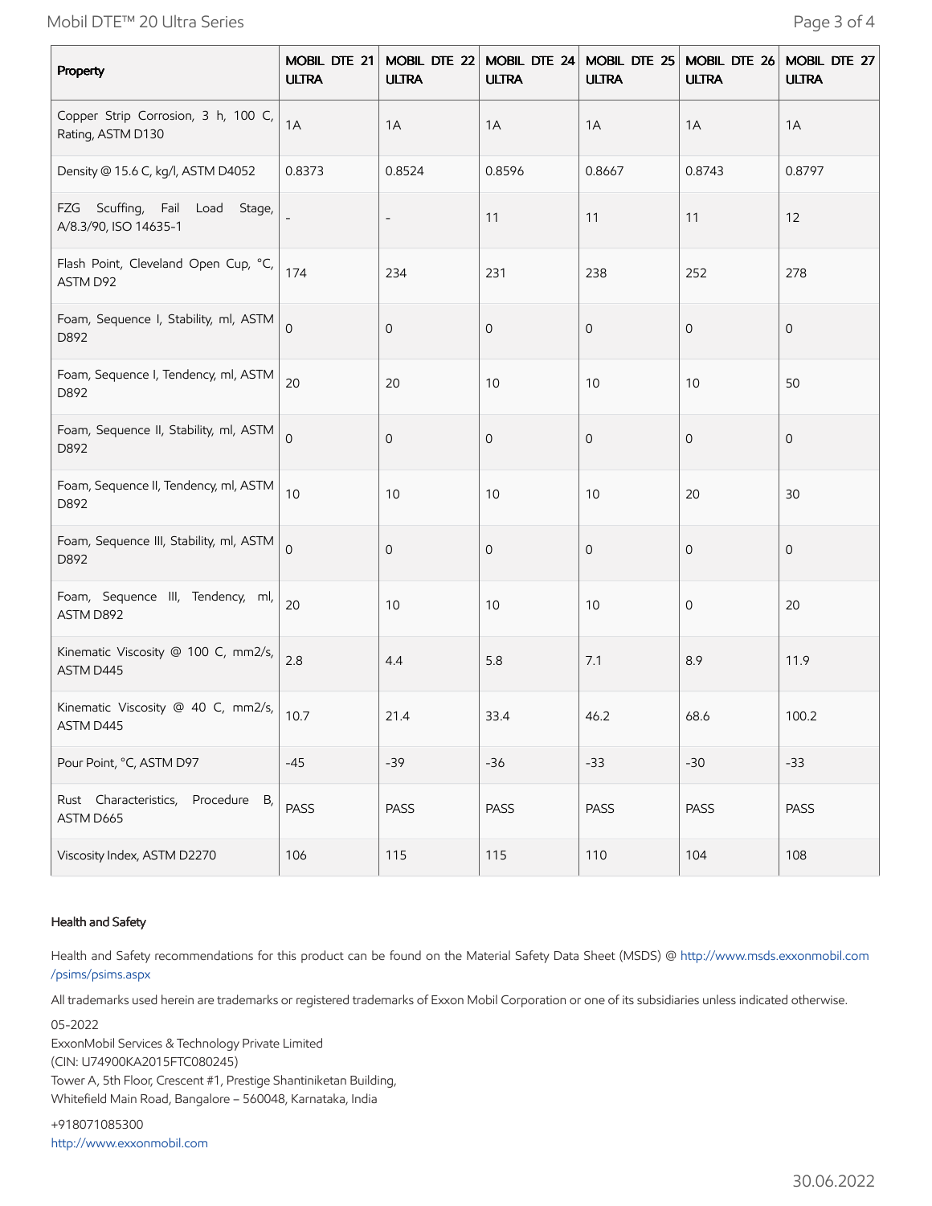| Property | MOBIL DTE 21 ULTRA | MOBIL DTE 22 ULTRA | MOBIL DTE 24 ULTRA | MOBIL DTE 25 ULTRA | MOBIL DTE 26 ULTRA | MOBIL DTE 27 ULTRA |
|---|---|---|---|---|---|---|
| Copper Strip Corrosion, 3 h, 100 C, Rating, ASTM D130 | 1A | 1A | 1A | 1A | 1A | 1A |
| Density @ 15.6 C, kg/l, ASTM D4052 | 0.8373 | 0.8524 | 0.8596 | 0.8667 | 0.8743 | 0.8797 |
| FZG Scuffing, Fail Load Stage, A/8.3/90, ISO 14635-1 | - | - | 11 | 11 | 11 | 12 |
| Flash Point, Cleveland Open Cup, °C, ASTM D92 | 174 | 234 | 231 | 238 | 252 | 278 |
| Foam, Sequence I, Stability, ml, ASTM D892 | 0 | 0 | 0 | 0 | 0 | 0 |
| Foam, Sequence I, Tendency, ml, ASTM D892 | 20 | 20 | 10 | 10 | 10 | 50 |
| Foam, Sequence II, Stability, ml, ASTM D892 | 0 | 0 | 0 | 0 | 0 | 0 |
| Foam, Sequence II, Tendency, ml, ASTM D892 | 10 | 10 | 10 | 10 | 20 | 30 |
| Foam, Sequence III, Stability, ml, ASTM D892 | 0 | 0 | 0 | 0 | 0 | 0 |
| Foam, Sequence III, Tendency, ml, ASTM D892 | 20 | 10 | 10 | 10 | 0 | 20 |
| Kinematic Viscosity @ 100 C, mm2/s, ASTM D445 | 2.8 | 4.4 | 5.8 | 7.1 | 8.9 | 11.9 |
| Kinematic Viscosity @ 40 C, mm2/s, ASTM D445 | 10.7 | 21.4 | 33.4 | 46.2 | 68.6 | 100.2 |
| Pour Point, °C, ASTM D97 | -45 | -39 | -36 | -33 | -30 | -33 |
| Rust Characteristics, Procedure B, ASTM D665 | PASS | PASS | PASS | PASS | PASS | PASS |
| Viscosity Index, ASTM D2270 | 106 | 115 | 115 | 110 | 104 | 108 |

### Health and Safety

Health and Safety recommendations for this product can be found on the Material Safety Data Sheet (MSDS) @ http://www.msds.exxonmobil.com/psims/psims.aspx

All trademarks used herein are trademarks or registered trademarks of Exxon Mobil Corporation or one of its subsidiaries unless indicated otherwise.

05-2022
ExxonMobil Services & Technology Private Limited
(CIN: U74900KA2015FTC080245)
Tower A, 5th Floor, Crescent #1, Prestige Shantiniketan Building,
Whitefield Main Road, Bangalore – 560048, Karnataka, India

+918071085300
http://www.exxonmobil.com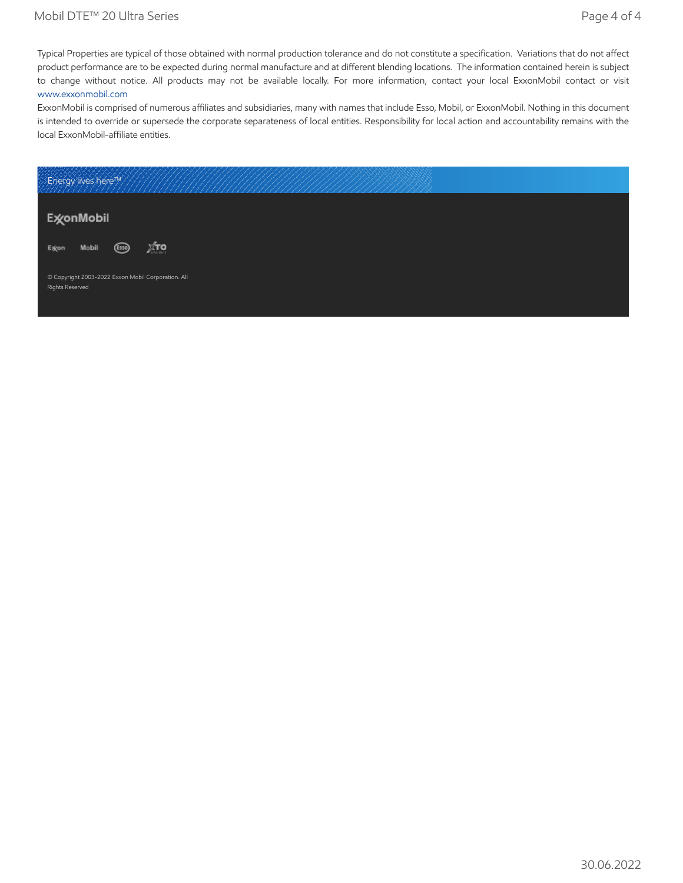Typical Properties are typical of those obtained with normal production tolerance and do not constitute a specification. Variations that do not affect product performance are to be expected during normal manufacture and at different blending locations. The information contained herein is subject to change without notice. All products may not be available locally. For more information, contact your local ExxonMobil contact or visit www.exxonmobil.com

ExxonMobil is comprised of numerous affiliates and subsidiaries, many with names that include Esso, Mobil, or ExxonMobil. Nothing in this document is intended to override or supersede the corporate separateness of local entities. Responsibility for local action and accountability remains with the local ExxonMobil-affiliate entities.

Energy lives here™

ExxonMobil

Exxon Mobil Esso XTO

© Copyright 2003-2022 Exxon Mobil Corporation. All Rights Reserved

30.06.2022